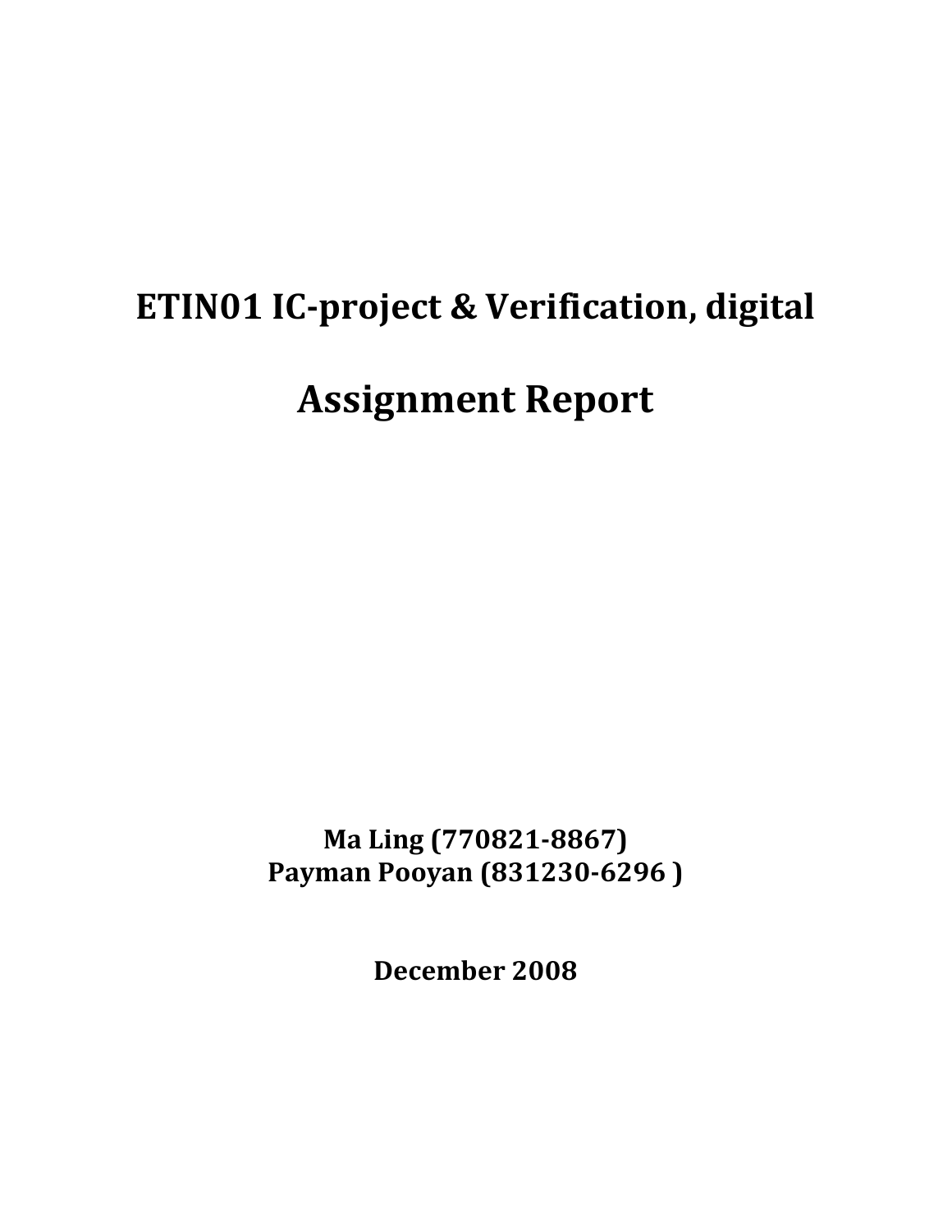# ETIN01 IC-project & Verification, digital

# Assignment Report

**Ma Ling (770821-8867)**
**Payman Pooyan (831230-6296 )**

**December 2008**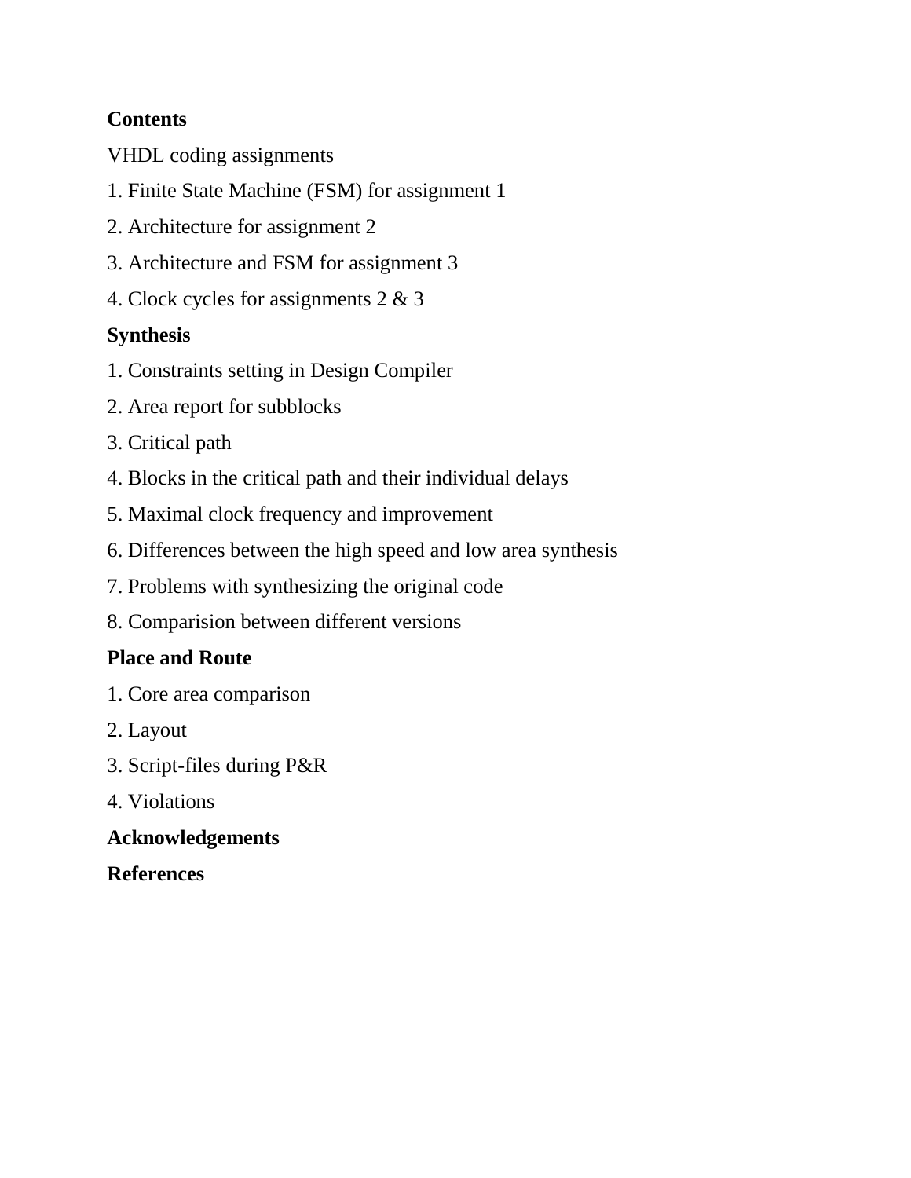**Contents**

VHDL coding assignments

1. Finite State Machine (FSM) for assignment 1
2. Architecture for assignment 2
3. Architecture and FSM for assignment 3
4. Clock cycles for assignments 2 & 3

**Synthesis**

1. Constraints setting in Design Compiler
2. Area report for subblocks
3. Critical path
4. Blocks in the critical path and their individual delays
5. Maximal clock frequency and improvement
6. Differences between the high speed and low area synthesis
7. Problems with synthesizing the original code
8. Comparision between different versions

**Place and Route**

1. Core area comparison
2. Layout
3. Script-files during P&R
4. Violations

**Acknowledgements**

**References**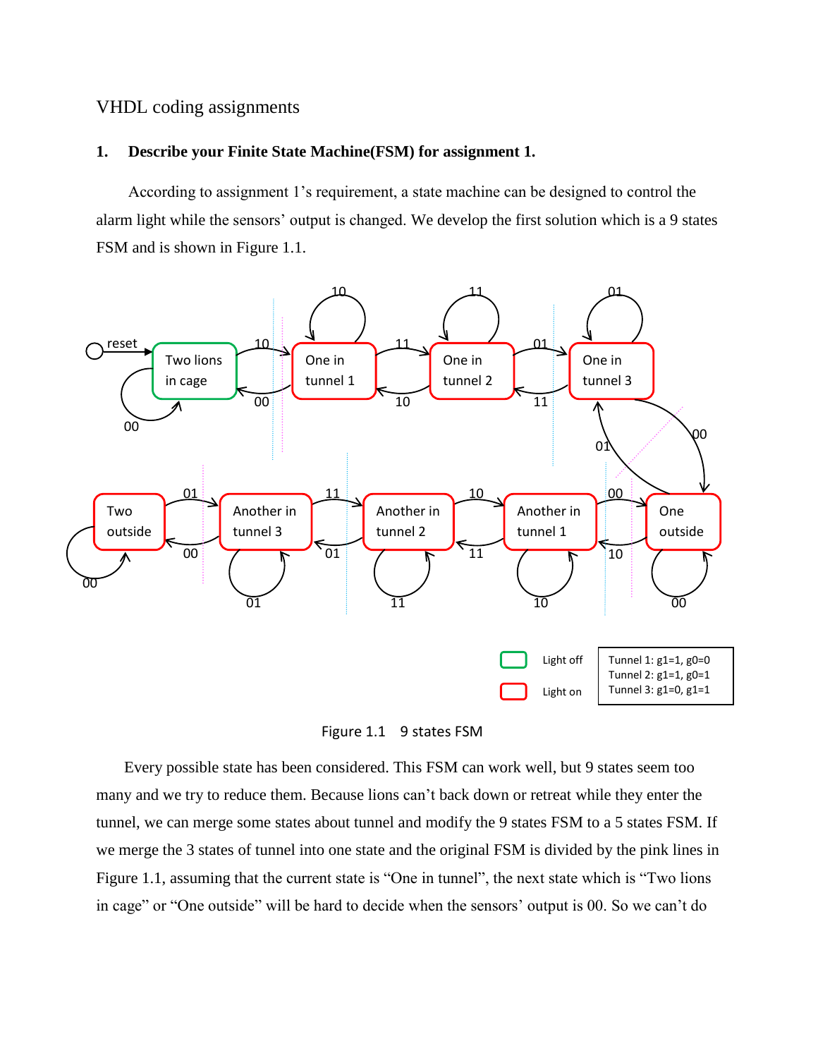VHDL coding assignments

**1. Describe your Finite State Machine(FSM) for assignment 1.**

According to assignment 1's requirement, a state machine can be designed to control the alarm light while the sensors' output is changed. We develop the first solution which is a 9 states FSM and is shown in Figure 1.1.

Figure 1.1 9 states FSM

Every possible state has been considered. This FSM can work well, but 9 states seem too many and we try to reduce them. Because lions can't back down or retreat while they enter the tunnel, we can merge some states about tunnel and modify the 9 states FSM to a 5 states FSM. If we merge the 3 states of tunnel into one state and the original FSM is divided by the pink lines in Figure 1.1, assuming that the current state is "One in tunnel", the next state which is "Two lions in cage" or "One outside" will be hard to decide when the sensors' output is 00. So we can't do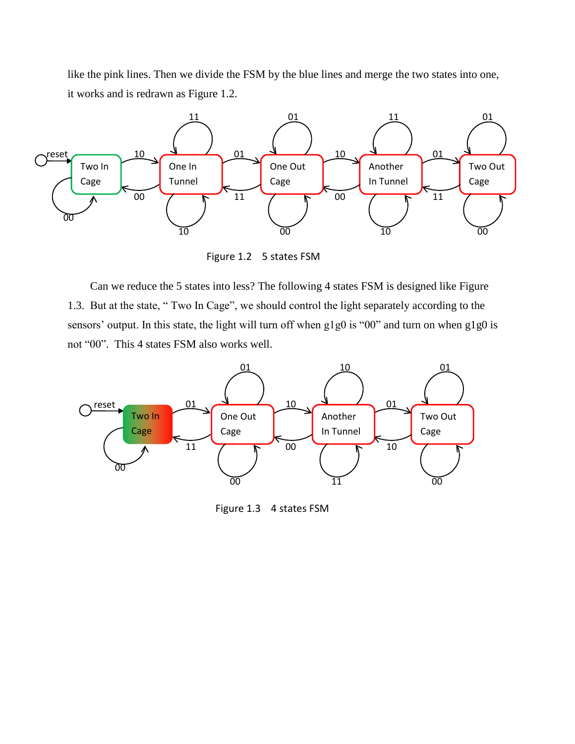like the pink lines. Then we divide the FSM by the blue lines and merge the two states into one, it works and is redrawn as Figure 1.2.

Figure 1.2 5 states FSM

Can we reduce the 5 states into less? The following 4 states FSM is designed like Figure 1.3. But at the state, " Two In Cage", we should control the light separately according to the sensors' output. In this state, the light will turn off when g1g0 is "00" and turn on when g1g0 is not "00". This 4 states FSM also works well.

Figure 1.3 4 states FSM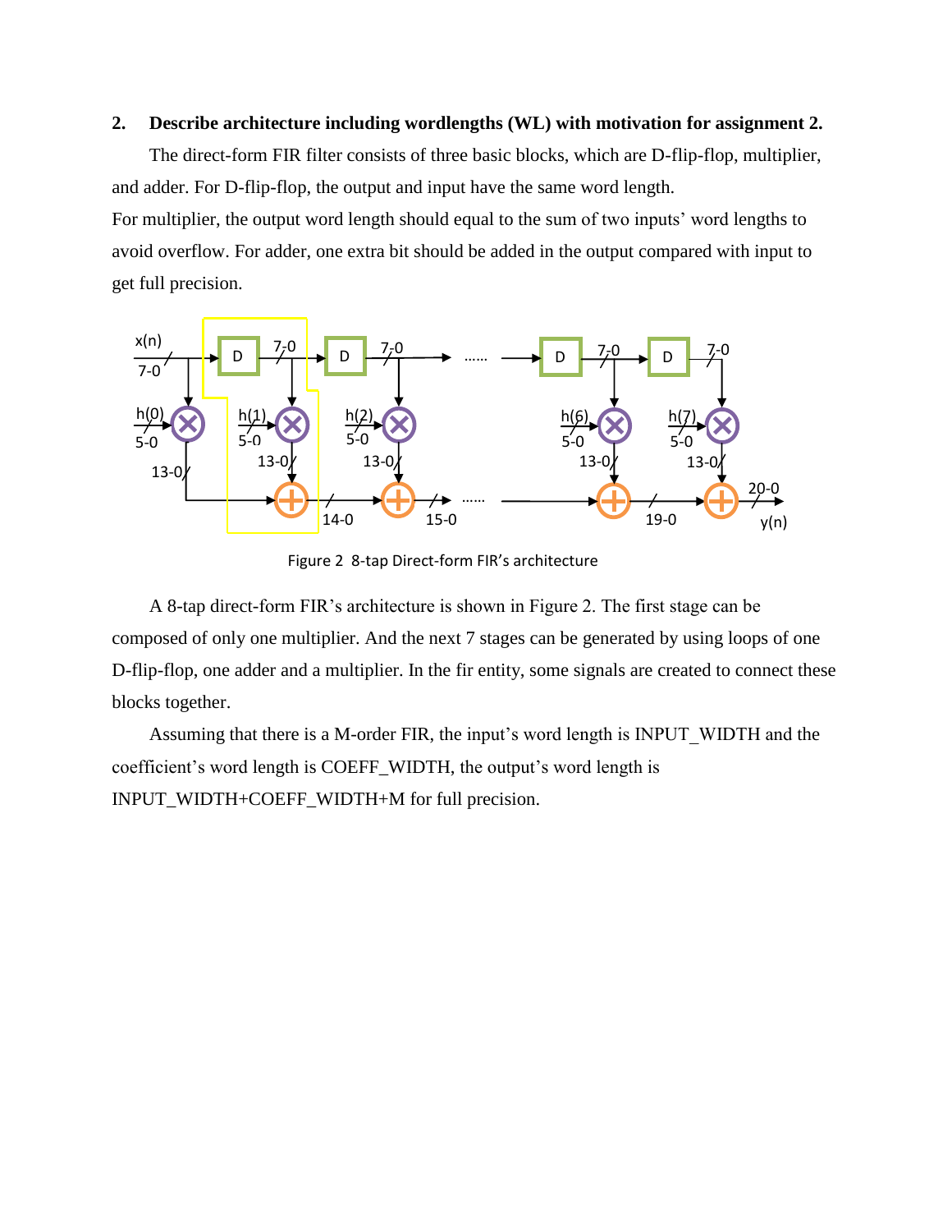**2. Describe architecture including wordlengths (WL) with motivation for assignment 2.**

The direct-form FIR filter consists of three basic blocks, which are D-flip-flop, multiplier, and adder. For D-flip-flop, the output and input have the same word length.
For multiplier, the output word length should equal to the sum of two inputs' word lengths to avoid overflow. For adder, one extra bit should be added in the output compared with input to get full precision.

Figure 2 8-tap Direct-form FIR's architecture

A 8-tap direct-form FIR's architecture is shown in Figure 2. The first stage can be composed of only one multiplier. And the next 7 stages can be generated by using loops of one D-flip-flop, one adder and a multiplier. In the fir entity, some signals are created to connect these blocks together.

Assuming that there is a M-order FIR, the input's word length is INPUT_WIDTH and the coefficient's word length is COEFF_WIDTH, the output's word length is INPUT_WIDTH+COEFF_WIDTH+M for full precision.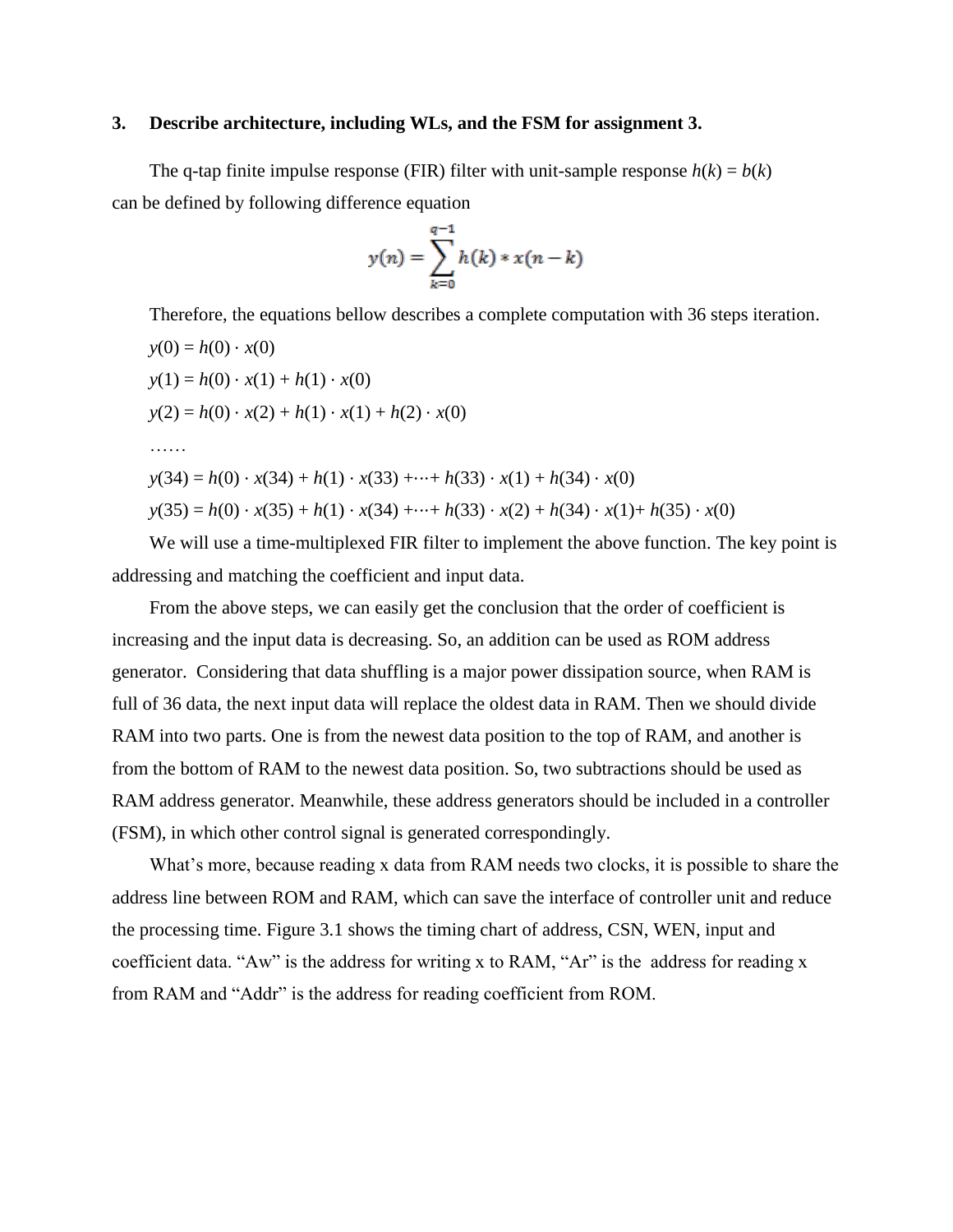### 3. Describe architecture, including WLs, and the FSM for assignment 3.

The q-tap finite impulse response (FIR) filter with unit-sample response $h(k) = b(k)$ can be defined by following difference equation

$$y(n) = \sum_{k=0}^{q-1} h(k) * x(n-k)$$

Therefore, the equations bellow describes a complete computation with 36 steps iteration.

$y(0) = h(0) \cdot x(0)$

$y(1) = h(0) \cdot x(1) + h(1) \cdot x(0)$

$y(2) = h(0) \cdot x(2) + h(1) \cdot x(1) + h(2) \cdot x(0)$

……

$y(34) = h(0) \cdot x(34) + h(1) \cdot x(33) + \cdots + h(33) \cdot x(1) + h(34) \cdot x(0)$

$y(35) = h(0) \cdot x(35) + h(1) \cdot x(34) + \cdots + h(33) \cdot x(2) + h(34) \cdot x(1) + h(35) \cdot x(0)$

We will use a time-multiplexed FIR filter to implement the above function. The key point is addressing and matching the coefficient and input data.

From the above steps, we can easily get the conclusion that the order of coefficient is increasing and the input data is decreasing. So, an addition can be used as ROM address generator. Considering that data shuffling is a major power dissipation source, when RAM is full of 36 data, the next input data will replace the oldest data in RAM. Then we should divide RAM into two parts. One is from the newest data position to the top of RAM, and another is from the bottom of RAM to the newest data position. So, two subtractions should be used as RAM address generator. Meanwhile, these address generators should be included in a controller (FSM), in which other control signal is generated correspondingly.

What's more, because reading x data from RAM needs two clocks, it is possible to share the address line between ROM and RAM, which can save the interface of controller unit and reduce the processing time. Figure 3.1 shows the timing chart of address, CSN, WEN, input and coefficient data. "Aw" is the address for writing x to RAM, "Ar" is the address for reading x from RAM and "Addr" is the address for reading coefficient from ROM.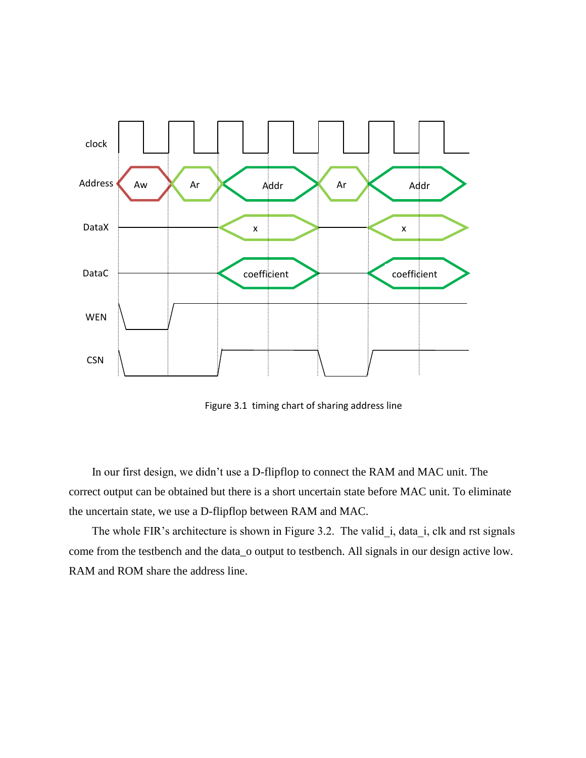Figure 3.1 timing chart of sharing address line

In our first design, we didn't use a D-flipflop to connect the RAM and MAC unit. The correct output can be obtained but there is a short uncertain state before MAC unit. To eliminate the uncertain state, we use a D-flipflop between RAM and MAC.

The whole FIR's architecture is shown in Figure 3.2. The valid_i, data_i, clk and rst signals come from the testbench and the data_o output to testbench. All signals in our design active low. RAM and ROM share the address line.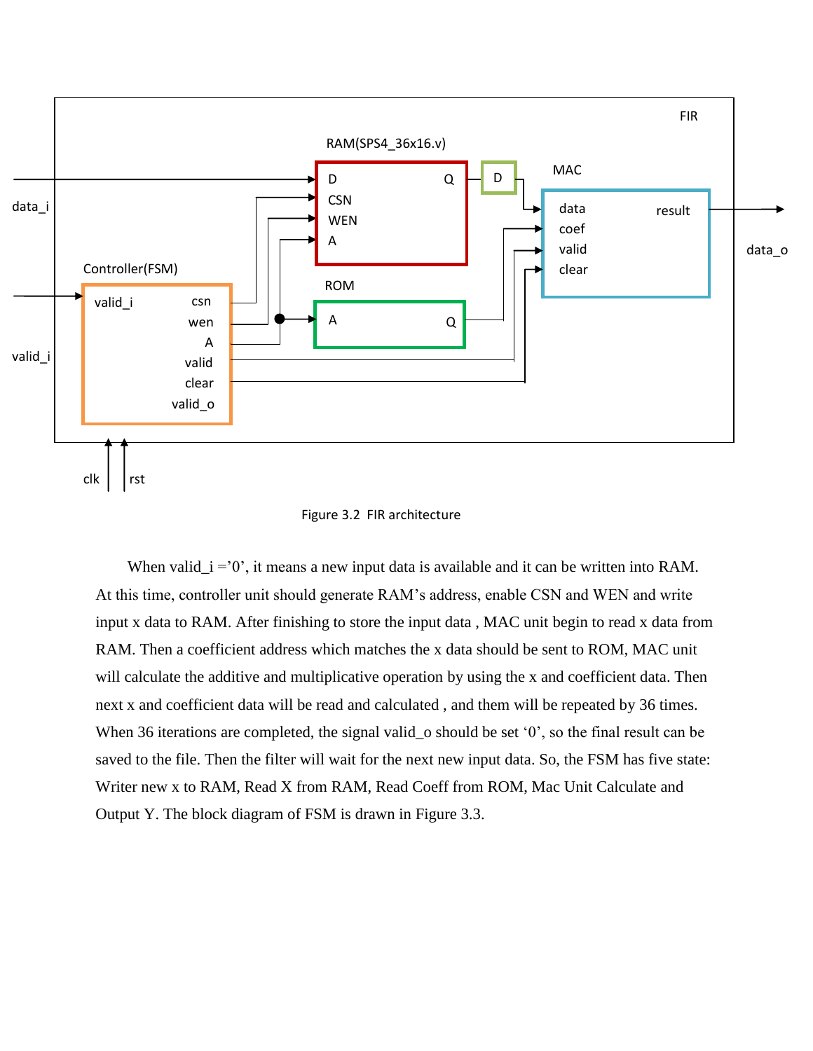Figure 3.2 FIR architecture

When valid_i ='0', it means a new input data is available and it can be written into RAM. At this time, controller unit should generate RAM's address, enable CSN and WEN and write input x data to RAM. After finishing to store the input data , MAC unit begin to read x data from RAM. Then a coefficient address which matches the x data should be sent to ROM, MAC unit will calculate the additive and multiplicative operation by using the x and coefficient data. Then next x and coefficient data will be read and calculated , and them will be repeated by 36 times. When 36 iterations are completed, the signal valid_o should be set '0', so the final result can be saved to the file. Then the filter will wait for the next new input data. So, the FSM has five state: Writer new x to RAM, Read X from RAM, Read Coeff from ROM, Mac Unit Calculate and Output Y. The block diagram of FSM is drawn in Figure 3.3.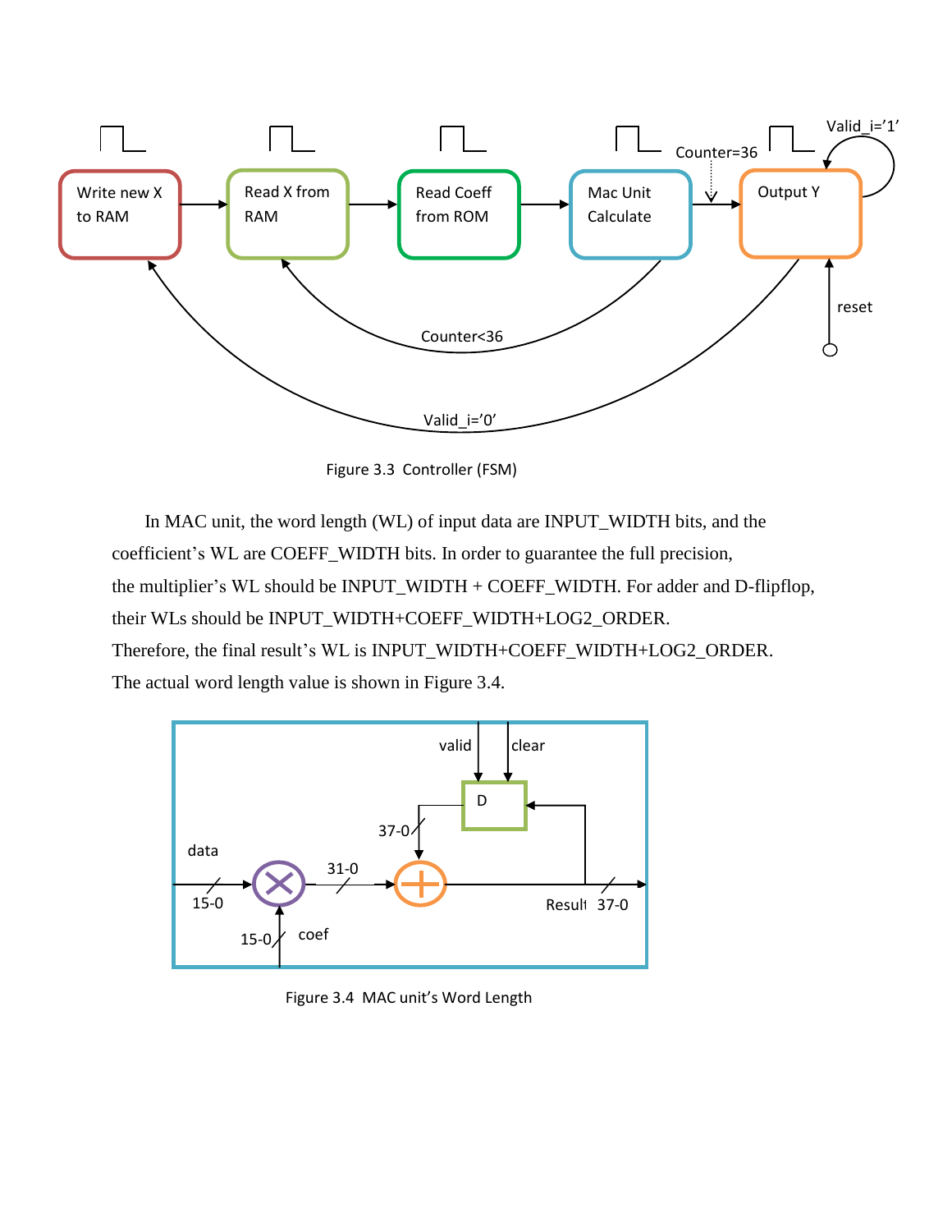Figure 3.3 Controller (FSM)

In MAC unit, the word length (WL) of input data are INPUT_WIDTH bits, and the coefficient's WL are COEFF_WIDTH bits. In order to guarantee the full precision, the multiplier's WL should be INPUT_WIDTH + COEFF_WIDTH. For adder and D-flipflop, their WLs should be INPUT_WIDTH+COEFF_WIDTH+LOG2_ORDER. Therefore, the final result's WL is INPUT_WIDTH+COEFF_WIDTH+LOG2_ORDER. The actual word length value is shown in Figure 3.4.

Figure 3.4 MAC unit's Word Length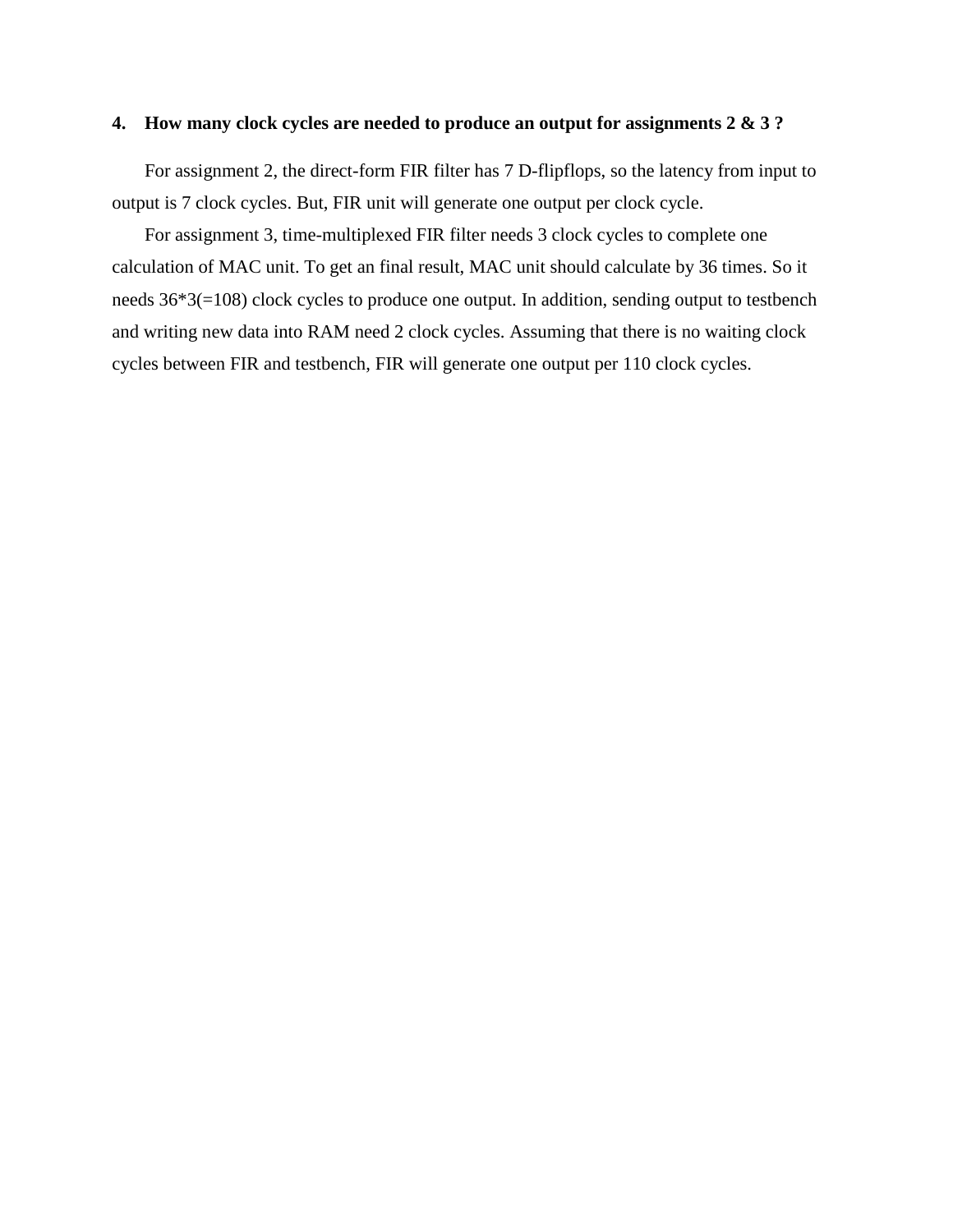**4. How many clock cycles are needed to produce an output for assignments 2 & 3 ?**

For assignment 2, the direct-form FIR filter has 7 D-flipflops, so the latency from input to output is 7 clock cycles. But, FIR unit will generate one output per clock cycle.

For assignment 3, time-multiplexed FIR filter needs 3 clock cycles to complete one calculation of MAC unit. To get an final result, MAC unit should calculate by 36 times. So it needs 36*3(=108) clock cycles to produce one output. In addition, sending output to testbench and writing new data into RAM need 2 clock cycles. Assuming that there is no waiting clock cycles between FIR and testbench, FIR will generate one output per 110 clock cycles.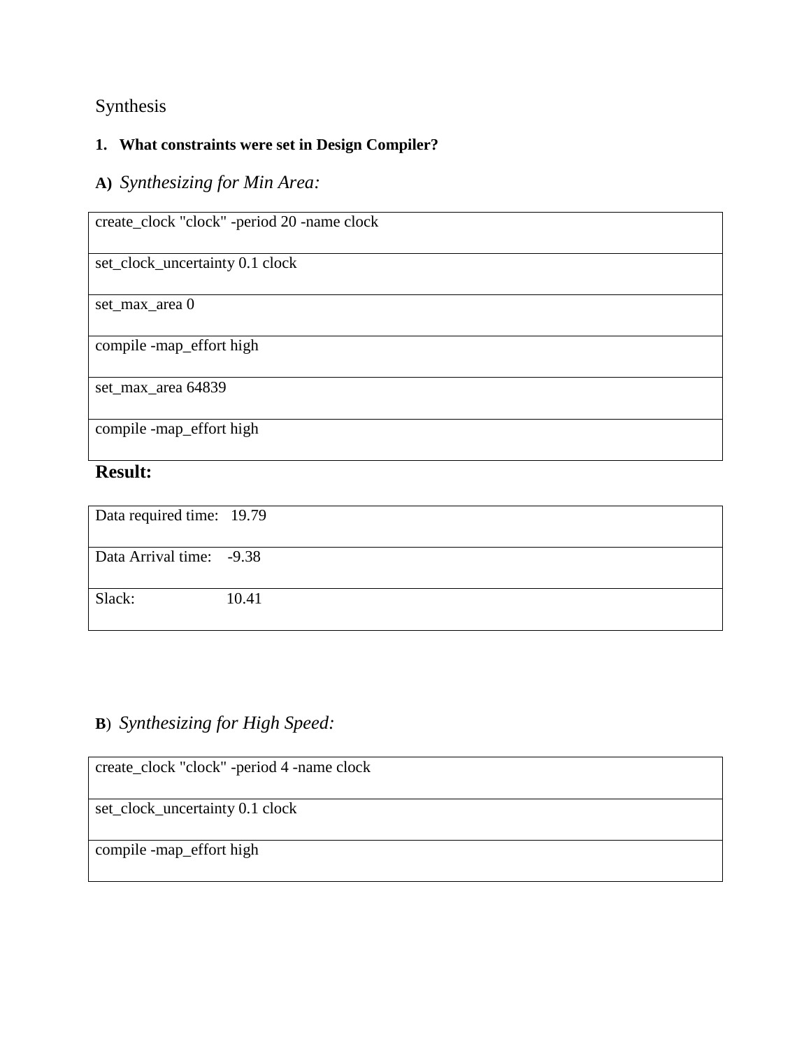Synthesis

**1. What constraints were set in Design Compiler?**

**A)** *Synthesizing for Min Area:*

| create_clock "clock" -period 20 -name clock |
|---|
| set_clock_uncertainty 0.1 clock |
| set_max_area 0 |
| compile -map_effort high |
| set_max_area 64839 |
| compile -map_effort high |

**Result:**

| Data required time: | 19.79 |
|---|---|
| Data Arrival time: | -9.38 |
| Slack: | 10.41 |

**B**) *Synthesizing for High Speed:*

| create_clock "clock" -period 4 -name clock |
|---|
| set_clock_uncertainty 0.1 clock |
| compile -map_effort high |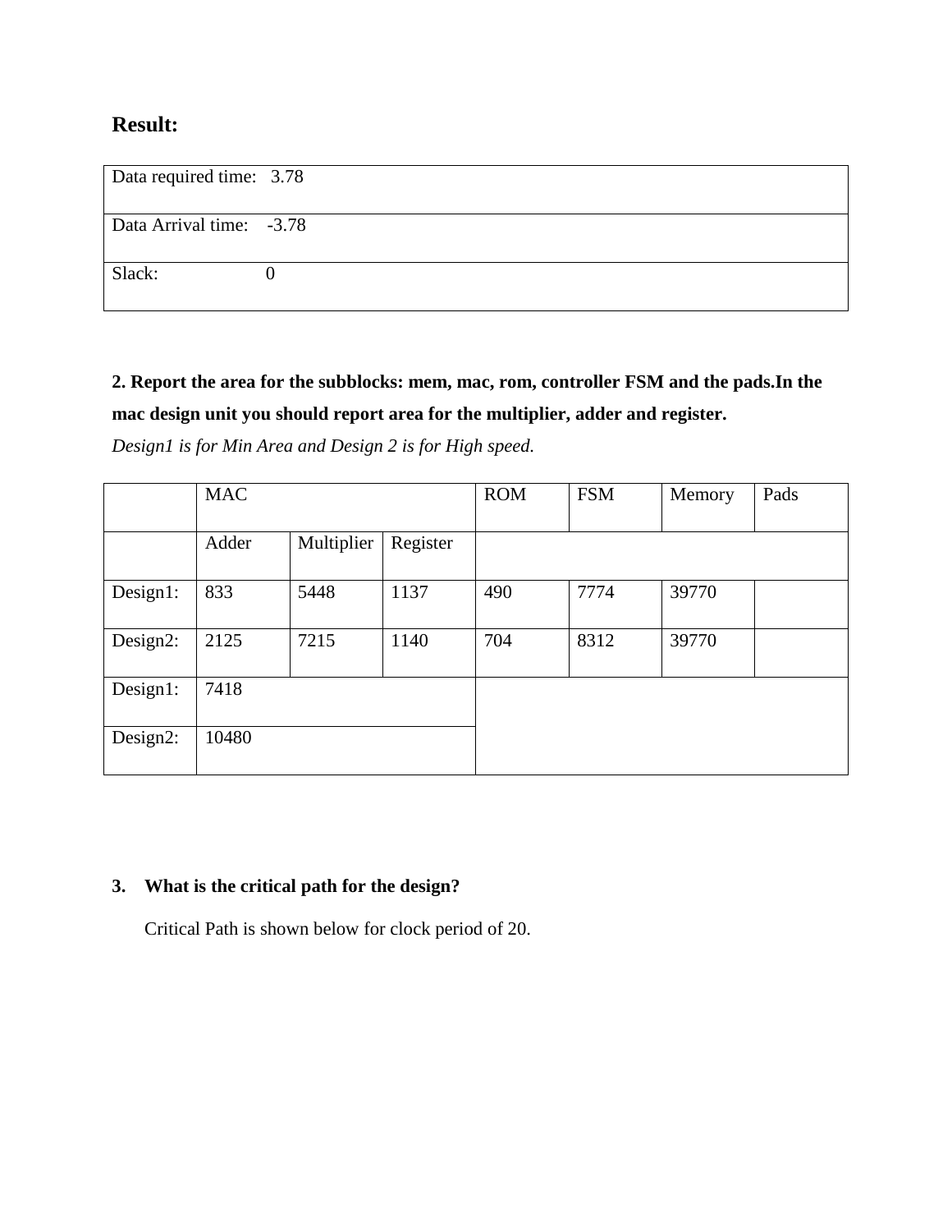## Result:

| Data required time: 3.78 |
|---|
| Data Arrival time: -3.78 |
| Slack: 0 |

**2. Report the area for the subblocks: mem, mac, rom, controller FSM and the pads.In the mac design unit you should report area for the multiplier, adder and register.**

*Design1 is for Min Area and Design 2 is for High speed.*

| | MAC | | | ROM | FSM | Memory | Pads |
|---|---|---|---|---|---|---|---|
| | Adder | Multiplier | Register | | | | |
| Design1: | 833 | 5448 | 1137 | 490 | 7774 | 39770 | |
| Design2: | 2125 | 7215 | 1140 | 704 | 8312 | 39770 | |
| Design1: | 7418 | | | | | | |
| Design2: | 10480 | | | | | | |

**3. What is the critical path for the design?**

Critical Path is shown below for clock period of 20.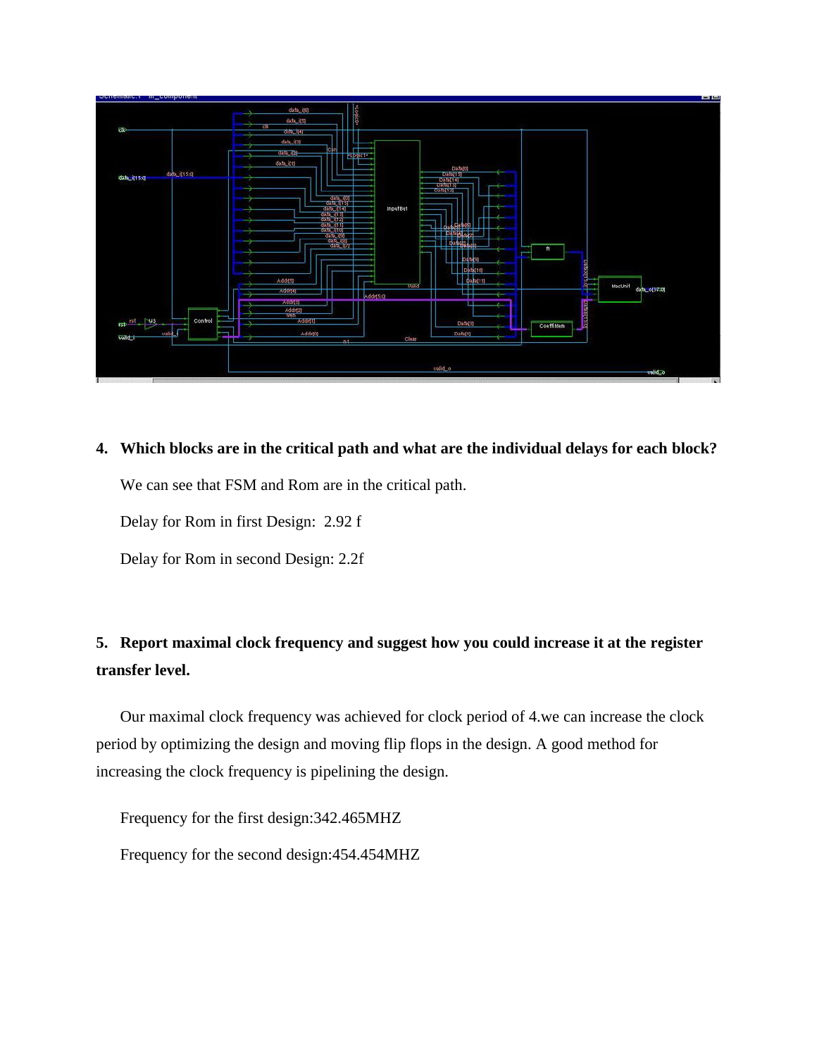4. **Which blocks are in the critical path and what are the individual delays for each block?**

   We can see that FSM and Rom are in the critical path.

   Delay for Rom in first Design: 2.92 f

   Delay for Rom in second Design: 2.2f

5. **Report maximal clock frequency and suggest how you could increase it at the register transfer level.**

   Our maximal clock frequency was achieved for clock period of 4.we can increase the clock period by optimizing the design and moving flip flops in the design. A good method for increasing the clock frequency is pipelining the design.

   Frequency for the first design:342.465MHZ

   Frequency for the second design:454.454MHZ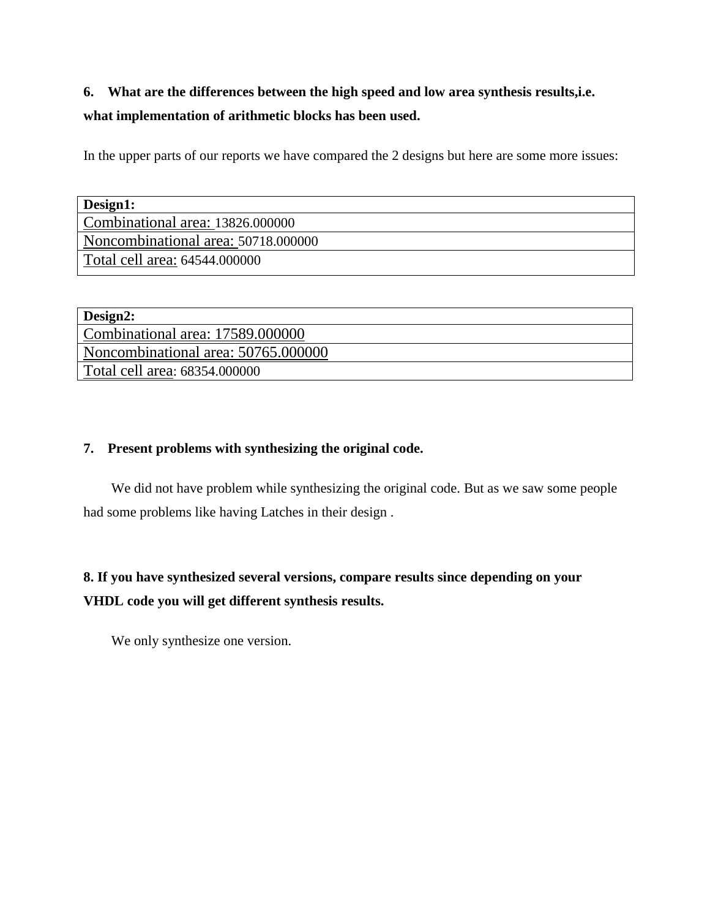**6. What are the differences between the high speed and low area synthesis results,i.e. what implementation of arithmetic blocks has been used.**

In the upper parts of our reports we have compared the 2 designs but here are some more issues:

| **Design1:** |
|---|
| Combinational area: 13826.000000 |
| Noncombinational area: 50718.000000 |
| Total cell area: 64544.000000 |

| **Design2:** |
|---|
| Combinational area: 17589.000000 |
| Noncombinational area: 50765.000000 |
| Total cell area: 68354.000000 |

**7. Present problems with synthesizing the original code.**

We did not have problem while synthesizing the original code. But as we saw some people had some problems like having Latches in their design .

**8. If you have synthesized several versions, compare results since depending on your VHDL code you will get different synthesis results.**

We only synthesize one version.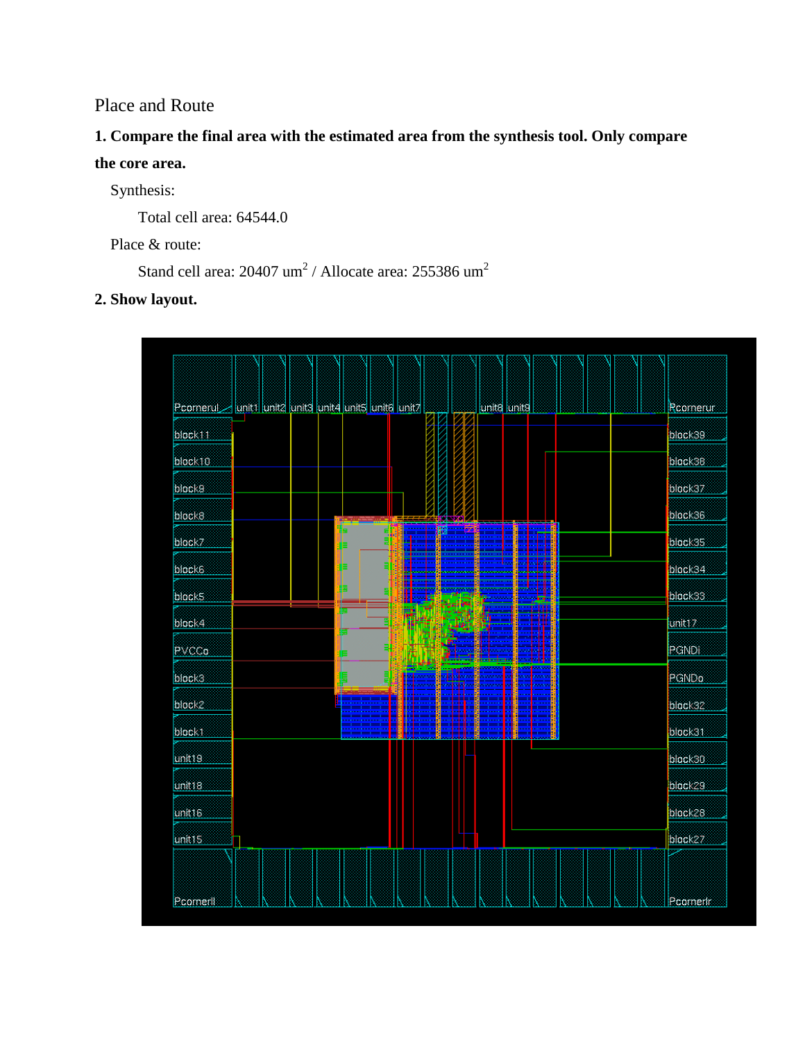Place and Route

**1. Compare the final area with the estimated area from the synthesis tool. Only compare the core area.**

Synthesis:

Total cell area: 64544.0

Place & route:

Stand cell area: 20407 $um^2$ / Allocate area: 255386 $um^2$

**2. Show layout.**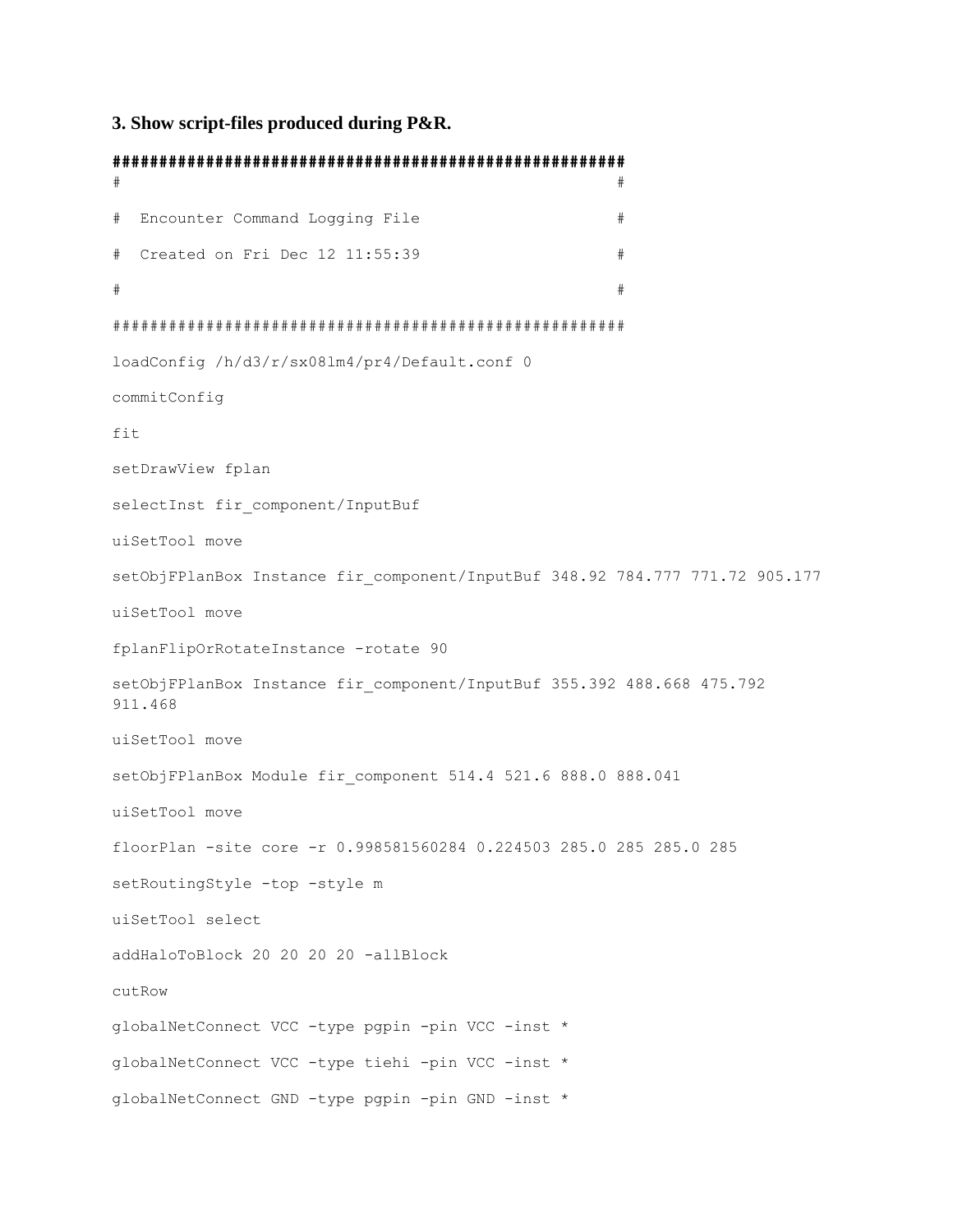### 3. Show script-files produced during P&R.

```
#######################################################
#                                                     #
#  Encounter Command Logging File                     #
#  Created on Fri Dec 12 11:55:39                     #
#                                                     #
#######################################################
loadConfig /h/d3/r/sx08lm4/pr4/Default.conf 0
commitConfig
fit
setDrawView fplan
selectInst fir_component/InputBuf
uiSetTool move
setObjFPlanBox Instance fir_component/InputBuf 348.92 784.777 771.72 905.177
uiSetTool move
fplanFlipOrRotateInstance -rotate 90
setObjFPlanBox Instance fir_component/InputBuf 355.392 488.668 475.792
911.468
uiSetTool move
setObjFPlanBox Module fir_component 514.4 521.6 888.0 888.041
uiSetTool move
floorPlan -site core -r 0.998581560284 0.224503 285.0 285 285.0 285
setRoutingStyle -top -style m
uiSetTool select
addHaloToBlock 20 20 20 20 -allBlock
cutRow
globalNetConnect VCC -type pgpin -pin VCC -inst *
globalNetConnect VCC -type tiehi -pin VCC -inst *
globalNetConnect GND -type pgpin -pin GND -inst *
```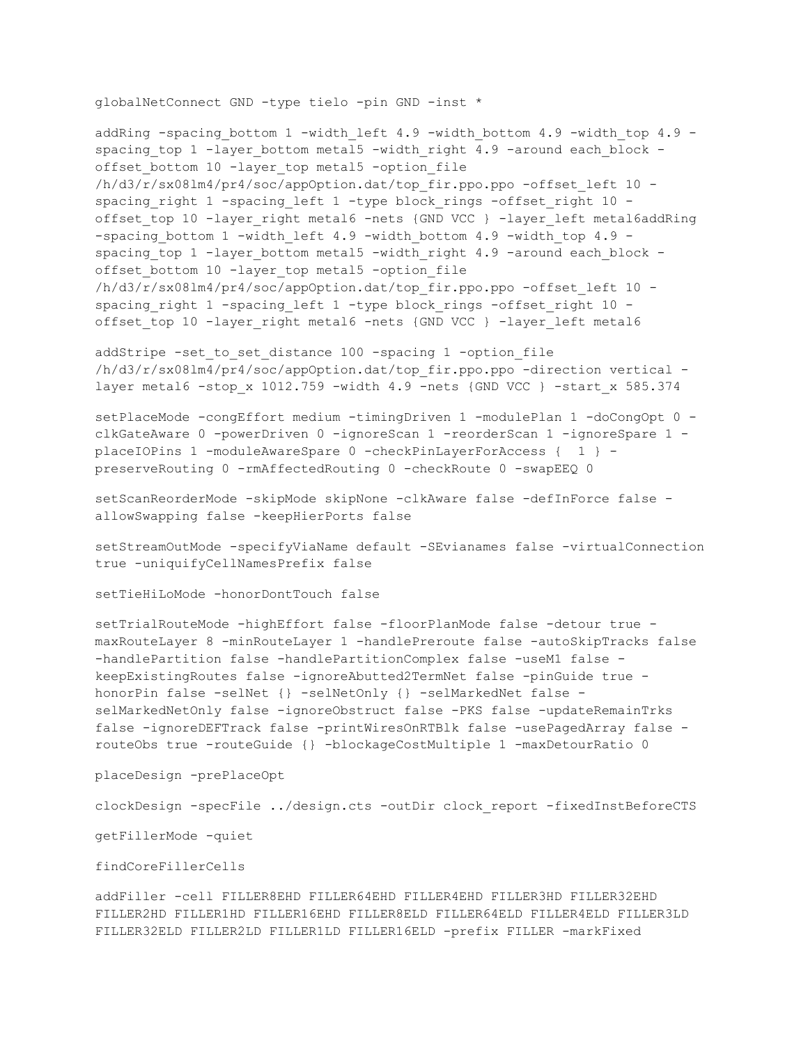```
globalNetConnect GND -type tielo -pin GND -inst *

addRing -spacing_bottom 1 -width_left 4.9 -width_bottom 4.9 -width_top 4.9 -
spacing_top 1 -layer_bottom metal5 -width_right 4.9 -around each_block -
offset_bottom 10 -layer_top metal5 -option_file
/h/d3/r/sx08lm4/pr4/soc/appOption.dat/top_fir.ppo.ppo -offset_left 10 -
spacing_right 1 -spacing_left 1 -type block_rings -offset_right 10 -
offset_top 10 -layer_right metal6 -nets {GND VCC } -layer_left metal6addRing
-spacing_bottom 1 -width_left 4.9 -width_bottom 4.9 -width_top 4.9 -
spacing_top 1 -layer_bottom metal5 -width_right 4.9 -around each_block -
offset_bottom 10 -layer_top metal5 -option_file
/h/d3/r/sx08lm4/pr4/soc/appOption.dat/top_fir.ppo.ppo -offset_left 10 -
spacing_right 1 -spacing_left 1 -type block_rings -offset_right 10 -
offset_top 10 -layer_right metal6 -nets {GND VCC } -layer_left metal6

addStripe -set_to_set_distance 100 -spacing 1 -option_file
/h/d3/r/sx08lm4/pr4/soc/appOption.dat/top_fir.ppo.ppo -direction vertical -
layer metal6 -stop_x 1012.759 -width 4.9 -nets {GND VCC } -start_x 585.374

setPlaceMode -congEffort medium -timingDriven 1 -modulePlan 1 -doCongOpt 0 -
clkGateAware 0 -powerDriven 0 -ignoreScan 1 -reorderScan 1 -ignoreSpare 1 -
placeIOPins 1 -moduleAwareSpare 0 -checkPinLayerForAccess {  1 } -
preserveRouting 0 -rmAffectedRouting 0 -checkRoute 0 -swapEEQ 0

setScanReorderMode -skipMode skipNone -clkAware false -defInForce false -
allowSwapping false -keepHierPorts false

setStreamOutMode -specifyViaName default -SEvianames false -virtualConnection
true -uniquifyCellNamesPrefix false

setTieHiLoMode -honorDontTouch false

setTrialRouteMode -highEffort false -floorPlanMode false -detour true -
maxRouteLayer 8 -minRouteLayer 1 -handlePreroute false -autoSkipTracks false
-handlePartition false -handlePartitionComplex false -useM1 false -
keepExistingRoutes false -ignoreAbutted2TermNet false -pinGuide true -
honorPin false -selNet {} -selNetOnly {} -selMarkedNet false -
selMarkedNetOnly false -ignoreObstruct false -PKS false -updateRemainTrks
false -ignoreDEFTrack false -printWiresOnRTBlk false -usePagedArray false -
routeObs true -routeGuide {} -blockageCostMultiple 1 -maxDetourRatio 0

placeDesign -prePlaceOpt

clockDesign -specFile ../design.cts -outDir clock_report -fixedInstBeforeCTS

getFillerMode -quiet

findCoreFillerCells

addFiller -cell FILLER8EHD FILLER64EHD FILLER4EHD FILLER3HD FILLER32EHD
FILLER2HD FILLER1HD FILLER16EHD FILLER8ELD FILLER64ELD FILLER4ELD FILLER3LD
FILLER32ELD FILLER2LD FILLER1LD FILLER16ELD -prefix FILLER -markFixed
```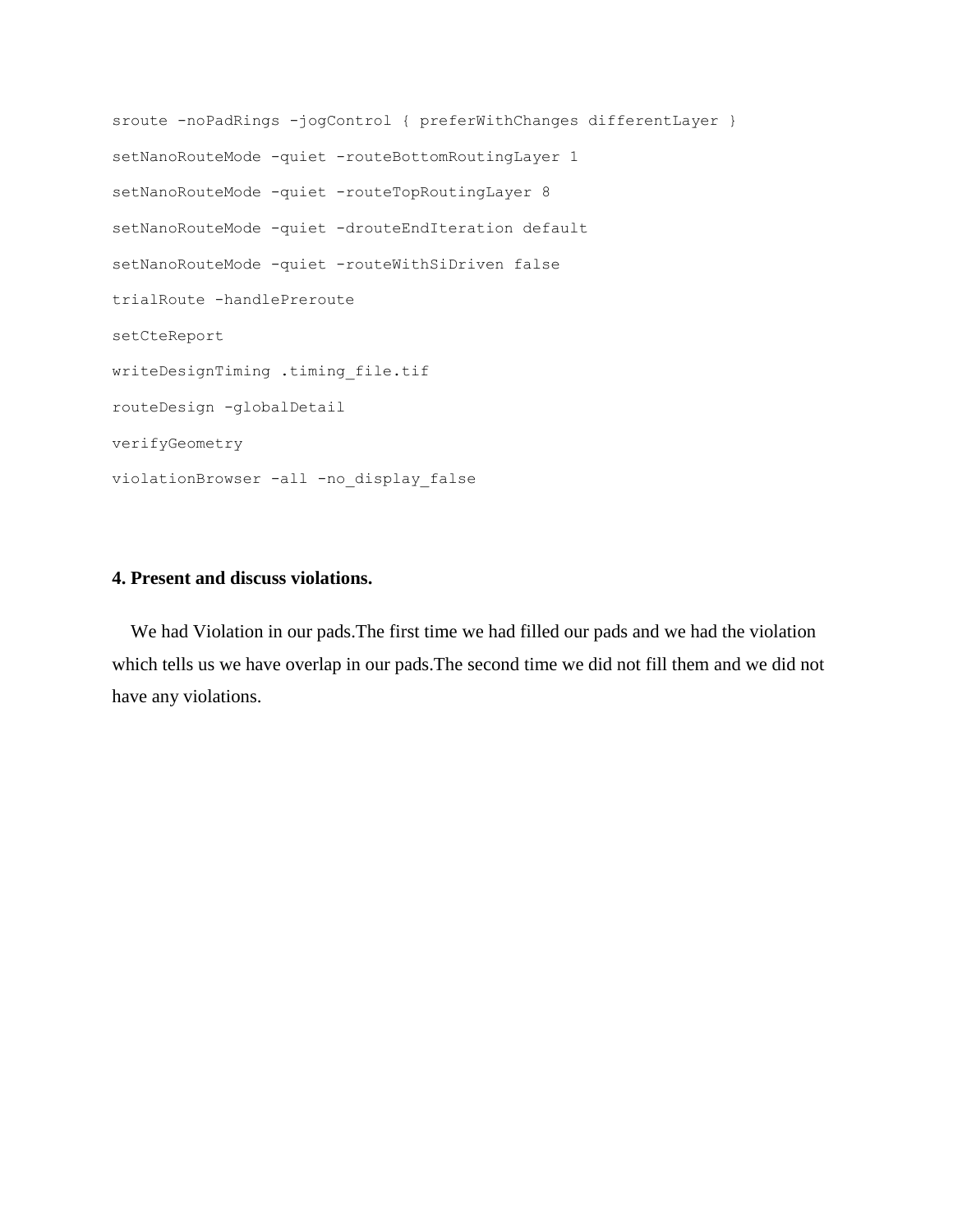```
sroute -noPadRings -jogControl { preferWithChanges differentLayer }
setNanoRouteMode -quiet -routeBottomRoutingLayer 1
setNanoRouteMode -quiet -routeTopRoutingLayer 8
setNanoRouteMode -quiet -drouteEndIteration default
setNanoRouteMode -quiet -routeWithSiDriven false
trialRoute -handlePreroute
setCteReport
writeDesignTiming .timing_file.tif
routeDesign -globalDetail
verifyGeometry
violationBrowser -all -no_display_false
```

**4. Present and discuss violations.**

We had Violation in our pads.The first time we had filled our pads and we had the violation which tells us we have overlap in our pads.The second time we did not fill them and we did not have any violations.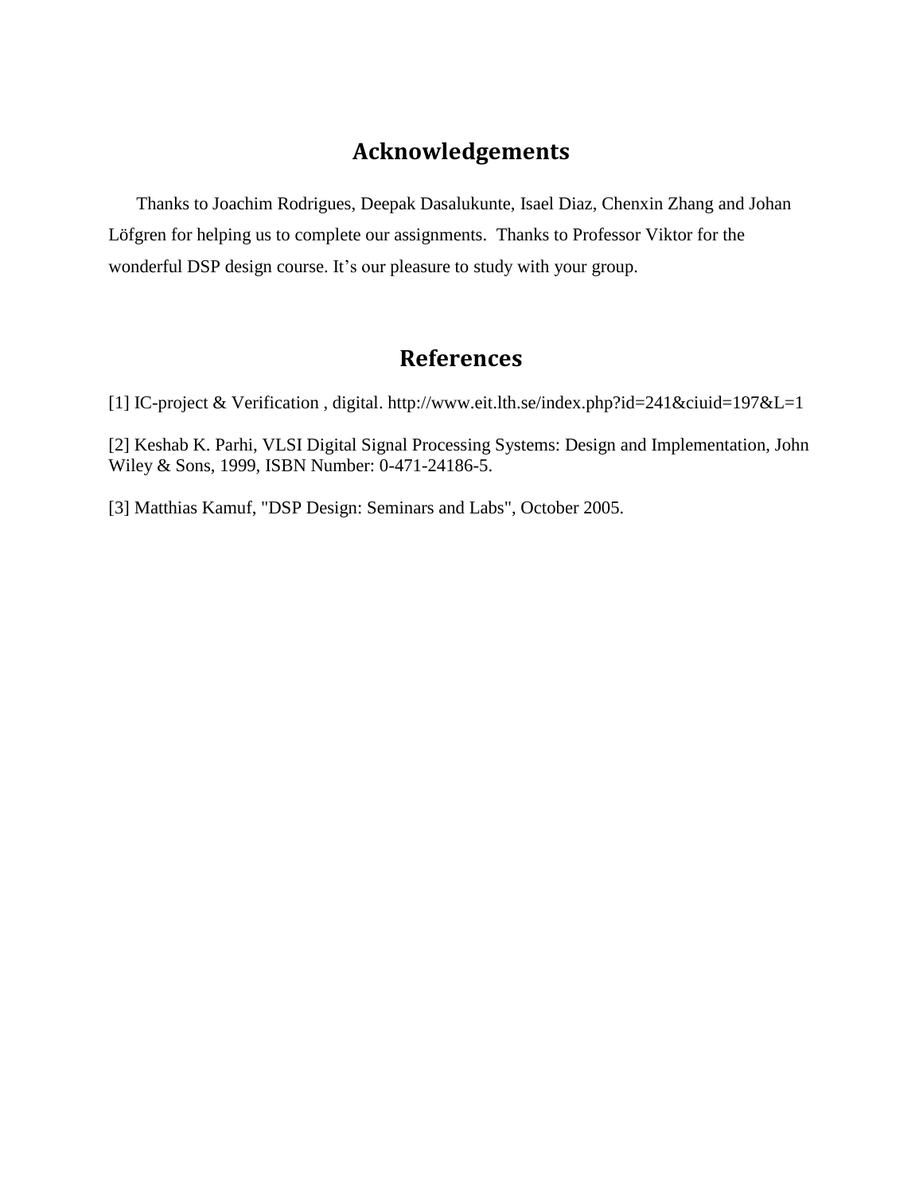## Acknowledgements

Thanks to Joachim Rodrigues, Deepak Dasalukunte, Isael Diaz, Chenxin Zhang and Johan Löfgren for helping us to complete our assignments. Thanks to Professor Viktor for the wonderful DSP design course. It's our pleasure to study with your group.

## References

[1] IC-project & Verification , digital. http://www.eit.lth.se/index.php?id=241&ciuid=197&L=1

[2] Keshab K. Parhi, VLSI Digital Signal Processing Systems: Design and Implementation, John Wiley & Sons, 1999, ISBN Number: 0-471-24186-5.

[3] Matthias Kamuf, "DSP Design: Seminars and Labs", October 2005.